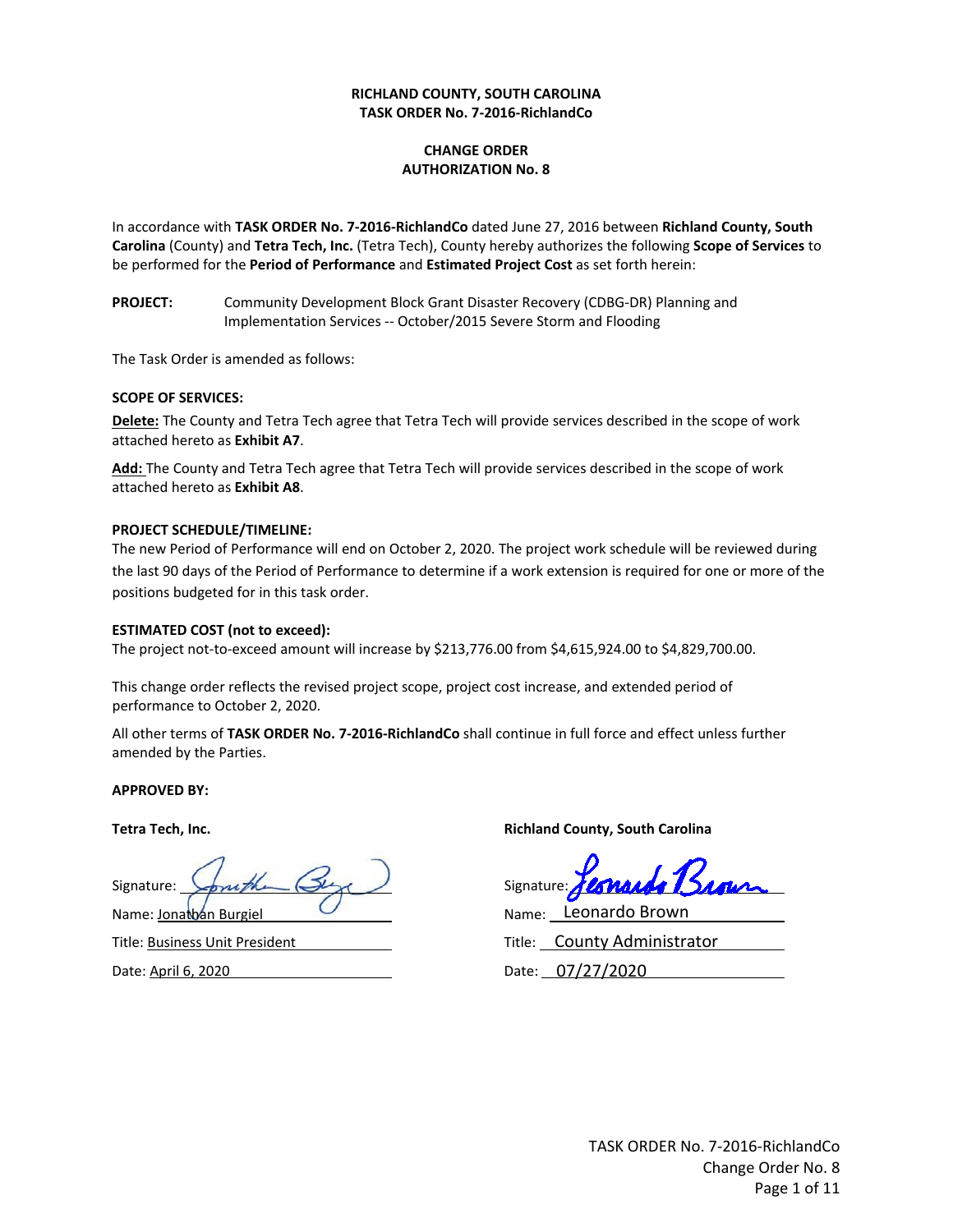**RICHLAND COUNTY, SOUTH CAROLINA**
**TASK ORDER No. 7-2016-RichlandCo**

**CHANGE ORDER**
**AUTHORIZATION No. 8**

In accordance with **TASK ORDER No. 7-2016-RichlandCo** dated June 27, 2016 between **Richland County, South Carolina** (County) and **Tetra Tech, Inc.** (Tetra Tech), County hereby authorizes the following **Scope of Services** to be performed for the **Period of Performance** and **Estimated Project Cost** as set forth herein:

**PROJECT:** Community Development Block Grant Disaster Recovery (CDBG-DR) Planning and Implementation Services -- October/2015 Severe Storm and Flooding

The Task Order is amended as follows:

**SCOPE OF SERVICES:**

**Delete:** The County and Tetra Tech agree that Tetra Tech will provide services described in the scope of work attached hereto as **Exhibit A7**.

**Add:** The County and Tetra Tech agree that Tetra Tech will provide services described in the scope of work attached hereto as **Exhibit A8**.

**PROJECT SCHEDULE/TIMELINE:**
The new Period of Performance will end on October 2, 2020. The project work schedule will be reviewed during the last 90 days of the Period of Performance to determine if a work extension is required for one or more of the positions budgeted for in this task order.

**ESTIMATED COST (not to exceed):**
The project not-to-exceed amount will increase by $213,776.00 from $4,615,924.00 to $4,829,700.00.

This change order reflects the revised project scope, project cost increase, and extended period of performance to October 2, 2020.

All other terms of **TASK ORDER No. 7-2016-RichlandCo** shall continue in full force and effect unless further amended by the Parties.

**APPROVED BY:**

**Tetra Tech, Inc.**

Signature: [signature]
Name: Jonathan Burgiel
Title: Business Unit President
Date: April 6, 2020

**Richland County, South Carolina**

Signature: [signature]
Name: Leonardo Brown
Title: County Administrator
Date: 07/27/2020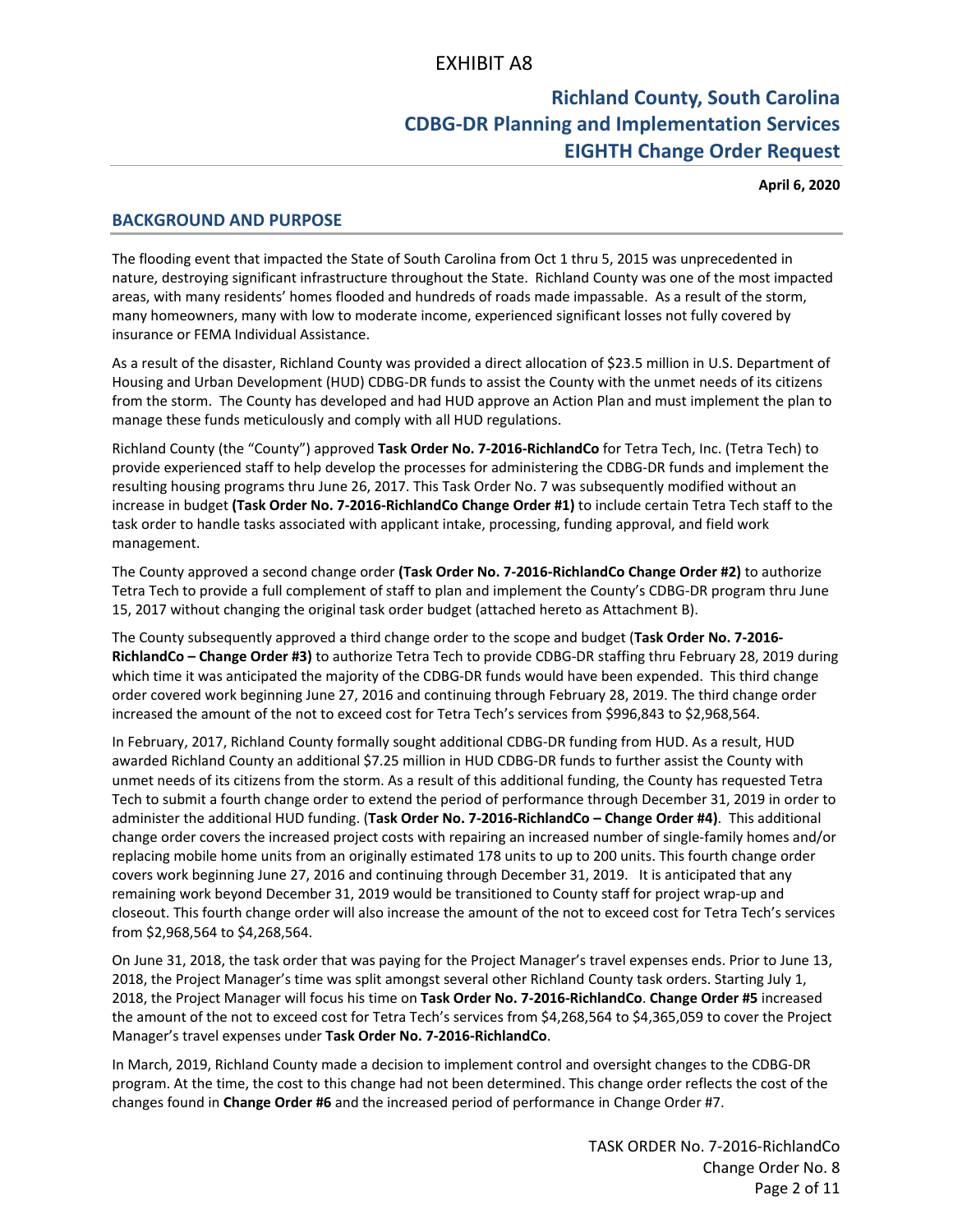# EXHIBIT A8

## Richland County, South Carolina
## CDBG-DR Planning and Implementation Services
## EIGHTH Change Order Request

**April 6, 2020**

## BACKGROUND AND PURPOSE

The flooding event that impacted the State of South Carolina from Oct 1 thru 5, 2015 was unprecedented in nature, destroying significant infrastructure throughout the State. Richland County was one of the most impacted areas, with many residents' homes flooded and hundreds of roads made impassable. As a result of the storm, many homeowners, many with low to moderate income, experienced significant losses not fully covered by insurance or FEMA Individual Assistance.

As a result of the disaster, Richland County was provided a direct allocation of $23.5 million in U.S. Department of Housing and Urban Development (HUD) CDBG-DR funds to assist the County with the unmet needs of its citizens from the storm. The County has developed and had HUD approve an Action Plan and must implement the plan to manage these funds meticulously and comply with all HUD regulations.

Richland County (the "County") approved **Task Order No. 7-2016-RichlandCo** for Tetra Tech, Inc. (Tetra Tech) to provide experienced staff to help develop the processes for administering the CDBG-DR funds and implement the resulting housing programs thru June 26, 2017. This Task Order No. 7 was subsequently modified without an increase in budget **(Task Order No. 7-2016-RichlandCo Change Order #1)** to include certain Tetra Tech staff to the task order to handle tasks associated with applicant intake, processing, funding approval, and field work management.

The County approved a second change order **(Task Order No. 7-2016-RichlandCo Change Order #2)** to authorize Tetra Tech to provide a full complement of staff to plan and implement the County's CDBG-DR program thru June 15, 2017 without changing the original task order budget (attached hereto as Attachment B).

The County subsequently approved a third change order to the scope and budget (**Task Order No. 7-2016-RichlandCo – Change Order #3)** to authorize Tetra Tech to provide CDBG-DR staffing thru February 28, 2019 during which time it was anticipated the majority of the CDBG-DR funds would have been expended. This third change order covered work beginning June 27, 2016 and continuing through February 28, 2019. The third change order increased the amount of the not to exceed cost for Tetra Tech's services from $996,843 to $2,968,564.

In February, 2017, Richland County formally sought additional CDBG-DR funding from HUD. As a result, HUD awarded Richland County an additional $7.25 million in HUD CDBG-DR funds to further assist the County with unmet needs of its citizens from the storm. As a result of this additional funding, the County has requested Tetra Tech to submit a fourth change order to extend the period of performance through December 31, 2019 in order to administer the additional HUD funding. (**Task Order No. 7-2016-RichlandCo – Change Order #4)**. This additional change order covers the increased project costs with repairing an increased number of single-family homes and/or replacing mobile home units from an originally estimated 178 units to up to 200 units. This fourth change order covers work beginning June 27, 2016 and continuing through December 31, 2019. It is anticipated that any remaining work beyond December 31, 2019 would be transitioned to County staff for project wrap-up and closeout. This fourth change order will also increase the amount of the not to exceed cost for Tetra Tech's services from $2,968,564 to $4,268,564.

On June 31, 2018, the task order that was paying for the Project Manager's travel expenses ends. Prior to June 13, 2018, the Project Manager's time was split amongst several other Richland County task orders. Starting July 1, 2018, the Project Manager will focus his time on **Task Order No. 7-2016-RichlandCo**. **Change Order #5** increased the amount of the not to exceed cost for Tetra Tech's services from $4,268,564 to $4,365,059 to cover the Project Manager's travel expenses under **Task Order No. 7-2016-RichlandCo**.

In March, 2019, Richland County made a decision to implement control and oversight changes to the CDBG-DR program. At the time, the cost to this change had not been determined. This change order reflects the cost of the changes found in **Change Order #6** and the increased period of performance in Change Order #7.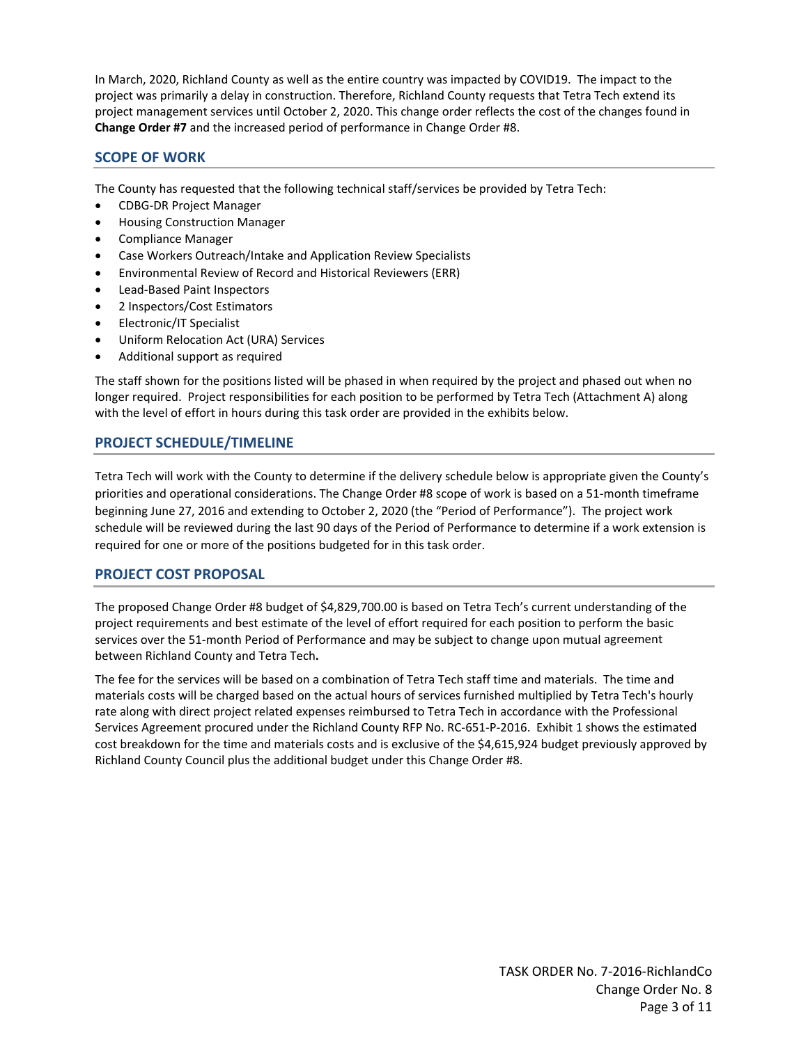In March, 2020, Richland County as well as the entire country was impacted by COVID19. The impact to the project was primarily a delay in construction. Therefore, Richland County requests that Tetra Tech extend its project management services until October 2, 2020. This change order reflects the cost of the changes found in **Change Order #7** and the increased period of performance in Change Order #8.

## SCOPE OF WORK

The County has requested that the following technical staff/services be provided by Tetra Tech:

- CDBG-DR Project Manager
- Housing Construction Manager
- Compliance Manager
- Case Workers Outreach/Intake and Application Review Specialists
- Environmental Review of Record and Historical Reviewers (ERR)
- Lead-Based Paint Inspectors
- 2 Inspectors/Cost Estimators
- Electronic/IT Specialist
- Uniform Relocation Act (URA) Services
- Additional support as required

The staff shown for the positions listed will be phased in when required by the project and phased out when no longer required. Project responsibilities for each position to be performed by Tetra Tech (Attachment A) along with the level of effort in hours during this task order are provided in the exhibits below.

## PROJECT SCHEDULE/TIMELINE

Tetra Tech will work with the County to determine if the delivery schedule below is appropriate given the County's priorities and operational considerations. The Change Order #8 scope of work is based on a 51-month timeframe beginning June 27, 2016 and extending to October 2, 2020 (the "Period of Performance"). The project work schedule will be reviewed during the last 90 days of the Period of Performance to determine if a work extension is required for one or more of the positions budgeted for in this task order.

## PROJECT COST PROPOSAL

The proposed Change Order #8 budget of $4,829,700.00 is based on Tetra Tech's current understanding of the project requirements and best estimate of the level of effort required for each position to perform the basic services over the 51-month Period of Performance and may be subject to change upon mutual agreement between Richland County and Tetra Tech**.**

The fee for the services will be based on a combination of Tetra Tech staff time and materials. The time and materials costs will be charged based on the actual hours of services furnished multiplied by Tetra Tech's hourly rate along with direct project related expenses reimbursed to Tetra Tech in accordance with the Professional Services Agreement procured under the Richland County RFP No. RC-651-P-2016. Exhibit 1 shows the estimated cost breakdown for the time and materials costs and is exclusive of the $4,615,924 budget previously approved by Richland County Council plus the additional budget under this Change Order #8.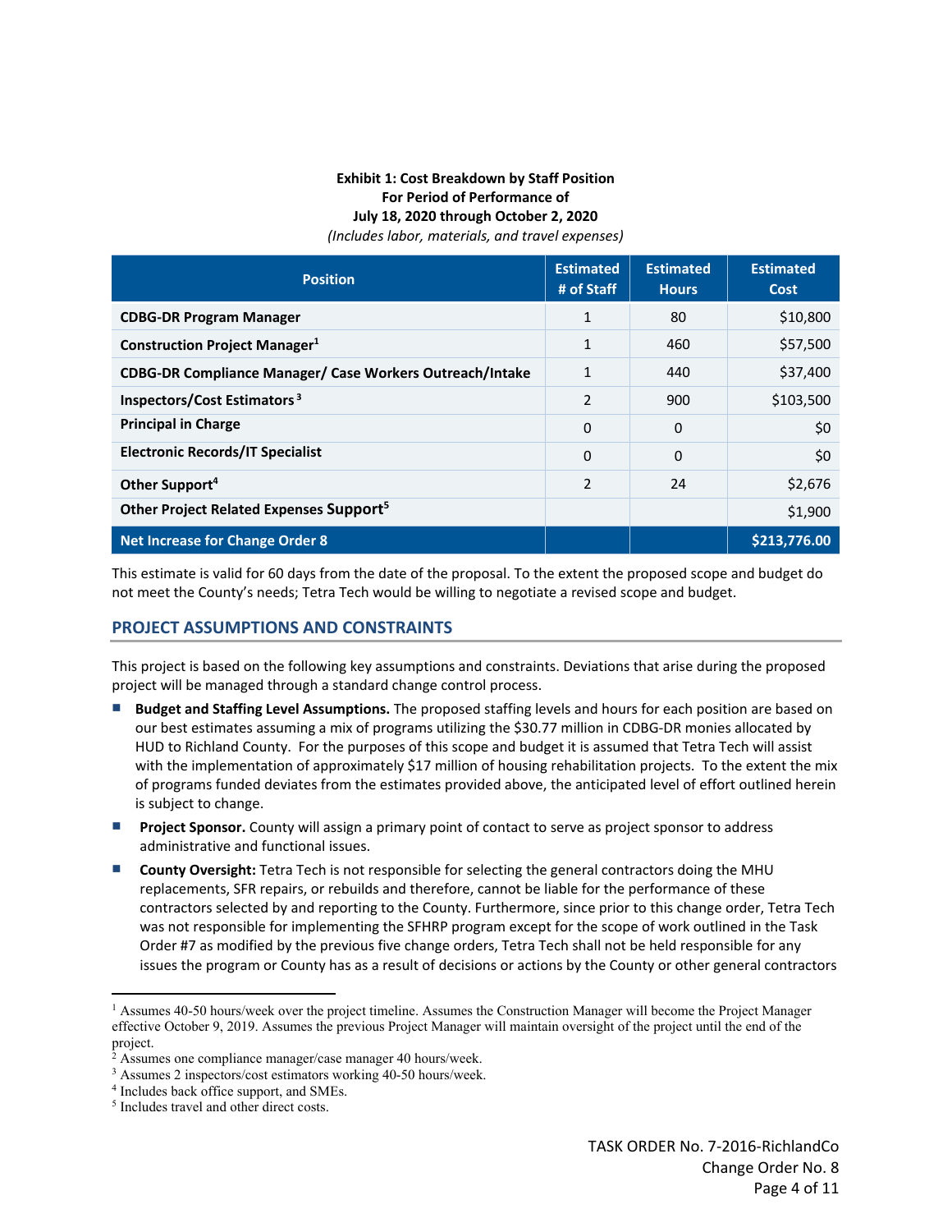**Exhibit 1: Cost Breakdown by Staff Position**
**For Period of Performance of**
**July 18, 2020 through October 2, 2020**
*(Includes labor, materials, and travel expenses)*

| Position | Estimated # of Staff | Estimated Hours | Estimated Cost |
|---|---|---|---|
| **CDBG-DR Program Manager** | 1 | 80 | $10,800 |
| **Construction Project Manager**[1] | 1 | 460 | $57,500 |
| **CDBG-DR Compliance Manager/ Case Workers Outreach/Intake** | 1 | 440 | $37,400 |
| **Inspectors/Cost Estimators**[3] | 2 | 900 | $103,500 |
| **Principal in Charge** | 0 | 0 | $0 |
| **Electronic Records/IT Specialist** | 0 | 0 | $0 |
| **Other Support**[4] | 2 | 24 | $2,676 |
| **Other Project Related Expenses Support**[5] | | | $1,900 |
| **Net Increase for Change Order 8** | | | **$213,776.00** |

This estimate is valid for 60 days from the date of the proposal. To the extent the proposed scope and budget do not meet the County's needs; Tetra Tech would be willing to negotiate a revised scope and budget.

## PROJECT ASSUMPTIONS AND CONSTRAINTS

This project is based on the following key assumptions and constraints. Deviations that arise during the proposed project will be managed through a standard change control process.

- **Budget and Staffing Level Assumptions.** The proposed staffing levels and hours for each position are based on our best estimates assuming a mix of programs utilizing the $30.77 million in CDBG-DR monies allocated by HUD to Richland County. For the purposes of this scope and budget it is assumed that Tetra Tech will assist with the implementation of approximately $17 million of housing rehabilitation projects. To the extent the mix of programs funded deviates from the estimates provided above, the anticipated level of effort outlined herein is subject to change.
- **Project Sponsor.** County will assign a primary point of contact to serve as project sponsor to address administrative and functional issues.
- **County Oversight:** Tetra Tech is not responsible for selecting the general contractors doing the MHU replacements, SFR repairs, or rebuilds and therefore, cannot be liable for the performance of these contractors selected by and reporting to the County. Furthermore, since prior to this change order, Tetra Tech was not responsible for implementing the SFHRP program except for the scope of work outlined in the Task Order #7 as modified by the previous five change orders, Tetra Tech shall not be held responsible for any issues the program or County has as a result of decisions or actions by the County or other general contractors

---

[1] Assumes 40-50 hours/week over the project timeline. Assumes the Construction Manager will become the Project Manager effective October 9, 2019. Assumes the previous Project Manager will maintain oversight of the project until the end of the project.

[2] Assumes one compliance manager/case manager 40 hours/week.

[3] Assumes 2 inspectors/cost estimators working 40-50 hours/week.

[4] Includes back office support, and SMEs.

[5] Includes travel and other direct costs.

TASK ORDER No. 7-2016-RichlandCo
Change Order No. 8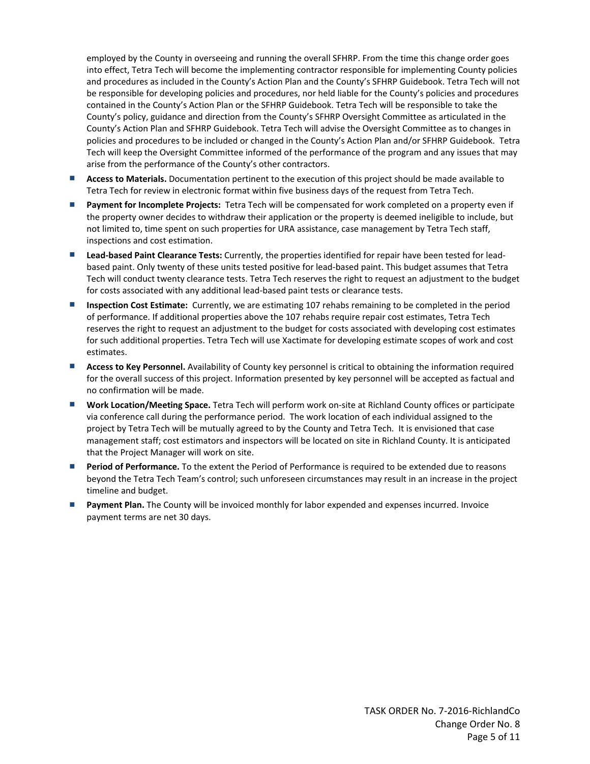employed by the County in overseeing and running the overall SFHRP. From the time this change order goes into effect, Tetra Tech will become the implementing contractor responsible for implementing County policies and procedures as included in the County's Action Plan and the County's SFHRP Guidebook. Tetra Tech will not be responsible for developing policies and procedures, nor held liable for the County's policies and procedures contained in the County's Action Plan or the SFHRP Guidebook. Tetra Tech will be responsible to take the County's policy, guidance and direction from the County's SFHRP Oversight Committee as articulated in the County's Action Plan and SFHRP Guidebook. Tetra Tech will advise the Oversight Committee as to changes in policies and procedures to be included or changed in the County's Action Plan and/or SFHRP Guidebook. Tetra Tech will keep the Oversight Committee informed of the performance of the program and any issues that may arise from the performance of the County's other contractors.

- **Access to Materials.** Documentation pertinent to the execution of this project should be made available to Tetra Tech for review in electronic format within five business days of the request from Tetra Tech.
- **Payment for Incomplete Projects:** Tetra Tech will be compensated for work completed on a property even if the property owner decides to withdraw their application or the property is deemed ineligible to include, but not limited to, time spent on such properties for URA assistance, case management by Tetra Tech staff, inspections and cost estimation.
- **Lead-based Paint Clearance Tests:** Currently, the properties identified for repair have been tested for lead-based paint. Only twenty of these units tested positive for lead-based paint. This budget assumes that Tetra Tech will conduct twenty clearance tests. Tetra Tech reserves the right to request an adjustment to the budget for costs associated with any additional lead-based paint tests or clearance tests.
- **Inspection Cost Estimate:** Currently, we are estimating 107 rehabs remaining to be completed in the period of performance. If additional properties above the 107 rehabs require repair cost estimates, Tetra Tech reserves the right to request an adjustment to the budget for costs associated with developing cost estimates for such additional properties. Tetra Tech will use Xactimate for developing estimate scopes of work and cost estimates.
- **Access to Key Personnel.** Availability of County key personnel is critical to obtaining the information required for the overall success of this project. Information presented by key personnel will be accepted as factual and no confirmation will be made.
- **Work Location/Meeting Space.** Tetra Tech will perform work on-site at Richland County offices or participate via conference call during the performance period. The work location of each individual assigned to the project by Tetra Tech will be mutually agreed to by the County and Tetra Tech. It is envisioned that case management staff; cost estimators and inspectors will be located on site in Richland County. It is anticipated that the Project Manager will work on site.
- **Period of Performance.** To the extent the Period of Performance is required to be extended due to reasons beyond the Tetra Tech Team's control; such unforeseen circumstances may result in an increase in the project timeline and budget.
- **Payment Plan.** The County will be invoiced monthly for labor expended and expenses incurred. Invoice payment terms are net 30 days.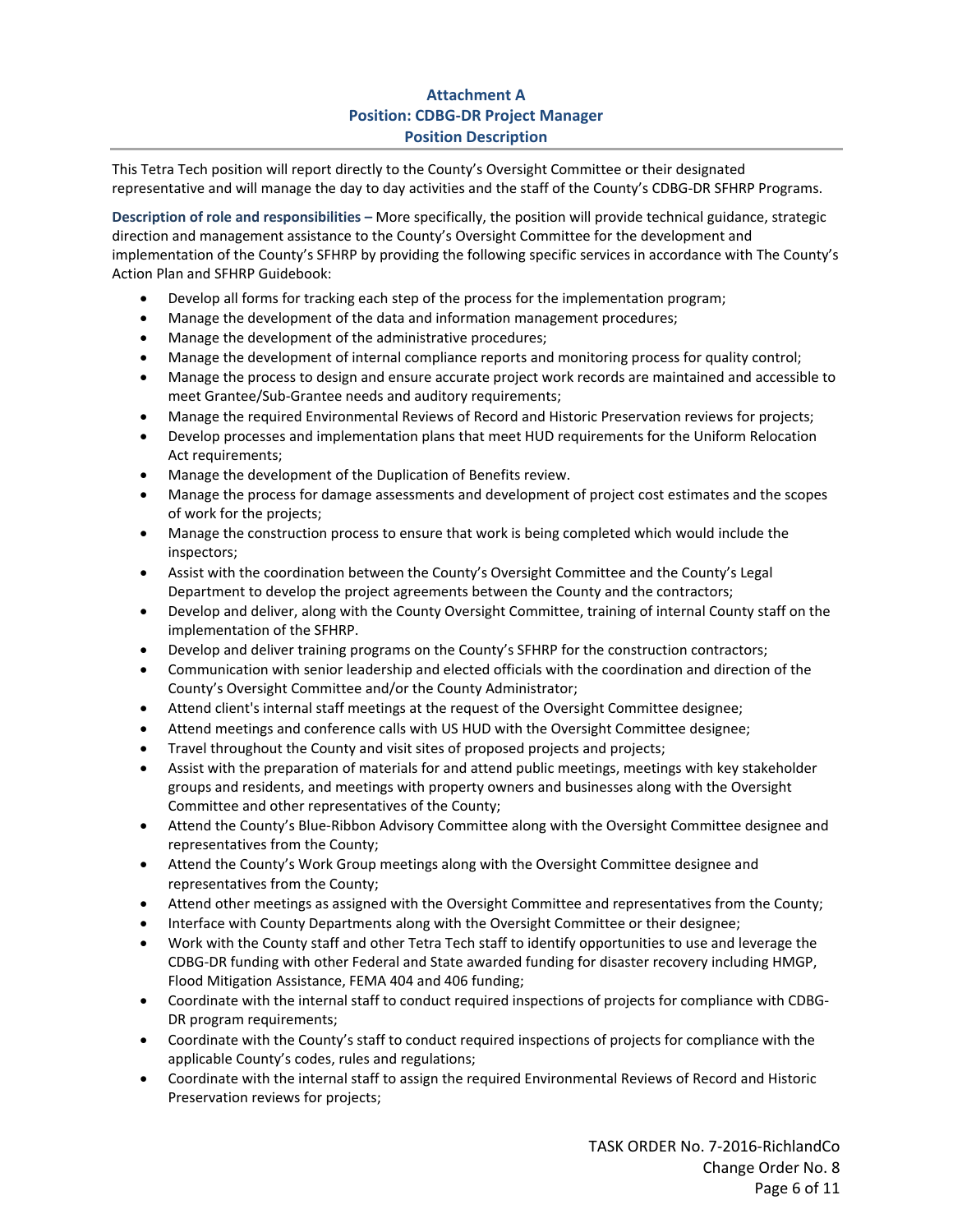## Attachment A
## Position: CDBG-DR Project Manager
## Position Description

This Tetra Tech position will report directly to the County's Oversight Committee or their designated representative and will manage the day to day activities and the staff of the County's CDBG-DR SFHRP Programs.

**Description of role and responsibilities –** More specifically, the position will provide technical guidance, strategic direction and management assistance to the County's Oversight Committee for the development and implementation of the County's SFHRP by providing the following specific services in accordance with The County's Action Plan and SFHRP Guidebook:

- Develop all forms for tracking each step of the process for the implementation program;
- Manage the development of the data and information management procedures;
- Manage the development of the administrative procedures;
- Manage the development of internal compliance reports and monitoring process for quality control;
- Manage the process to design and ensure accurate project work records are maintained and accessible to meet Grantee/Sub-Grantee needs and auditory requirements;
- Manage the required Environmental Reviews of Record and Historic Preservation reviews for projects;
- Develop processes and implementation plans that meet HUD requirements for the Uniform Relocation Act requirements;
- Manage the development of the Duplication of Benefits review.
- Manage the process for damage assessments and development of project cost estimates and the scopes of work for the projects;
- Manage the construction process to ensure that work is being completed which would include the inspectors;
- Assist with the coordination between the County's Oversight Committee and the County's Legal Department to develop the project agreements between the County and the contractors;
- Develop and deliver, along with the County Oversight Committee, training of internal County staff on the implementation of the SFHRP.
- Develop and deliver training programs on the County's SFHRP for the construction contractors;
- Communication with senior leadership and elected officials with the coordination and direction of the County's Oversight Committee and/or the County Administrator;
- Attend client's internal staff meetings at the request of the Oversight Committee designee;
- Attend meetings and conference calls with US HUD with the Oversight Committee designee;
- Travel throughout the County and visit sites of proposed projects and projects;
- Assist with the preparation of materials for and attend public meetings, meetings with key stakeholder groups and residents, and meetings with property owners and businesses along with the Oversight Committee and other representatives of the County;
- Attend the County's Blue-Ribbon Advisory Committee along with the Oversight Committee designee and representatives from the County;
- Attend the County's Work Group meetings along with the Oversight Committee designee and representatives from the County;
- Attend other meetings as assigned with the Oversight Committee and representatives from the County;
- Interface with County Departments along with the Oversight Committee or their designee;
- Work with the County staff and other Tetra Tech staff to identify opportunities to use and leverage the CDBG-DR funding with other Federal and State awarded funding for disaster recovery including HMGP, Flood Mitigation Assistance, FEMA 404 and 406 funding;
- Coordinate with the internal staff to conduct required inspections of projects for compliance with CDBG-DR program requirements;
- Coordinate with the County's staff to conduct required inspections of projects for compliance with the applicable County's codes, rules and regulations;
- Coordinate with the internal staff to assign the required Environmental Reviews of Record and Historic Preservation reviews for projects;

TASK ORDER No. 7-2016-RichlandCo
Change Order No. 8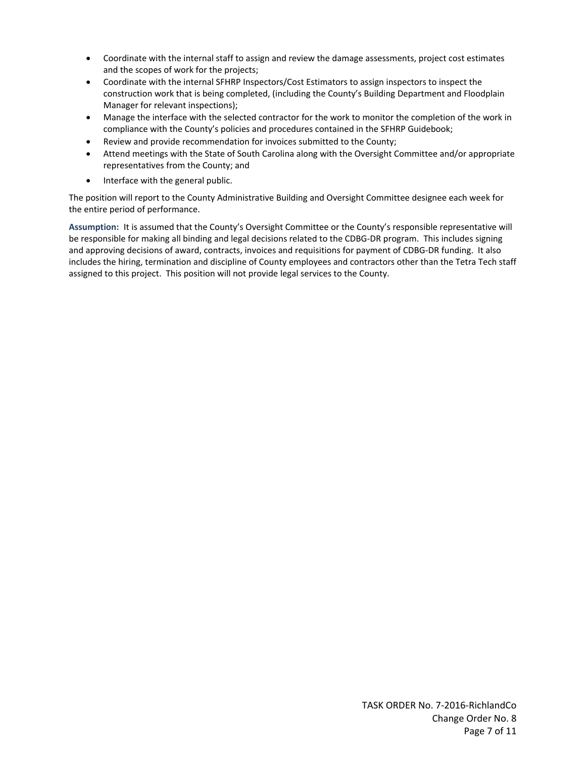- Coordinate with the internal staff to assign and review the damage assessments, project cost estimates and the scopes of work for the projects;
- Coordinate with the internal SFHRP Inspectors/Cost Estimators to assign inspectors to inspect the construction work that is being completed, (including the County's Building Department and Floodplain Manager for relevant inspections);
- Manage the interface with the selected contractor for the work to monitor the completion of the work in compliance with the County's policies and procedures contained in the SFHRP Guidebook;
- Review and provide recommendation for invoices submitted to the County;
- Attend meetings with the State of South Carolina along with the Oversight Committee and/or appropriate representatives from the County; and
- Interface with the general public.

The position will report to the County Administrative Building and Oversight Committee designee each week for the entire period of performance.

**Assumption:** It is assumed that the County's Oversight Committee or the County's responsible representative will be responsible for making all binding and legal decisions related to the CDBG-DR program. This includes signing and approving decisions of award, contracts, invoices and requisitions for payment of CDBG-DR funding. It also includes the hiring, termination and discipline of County employees and contractors other than the Tetra Tech staff assigned to this project. This position will not provide legal services to the County.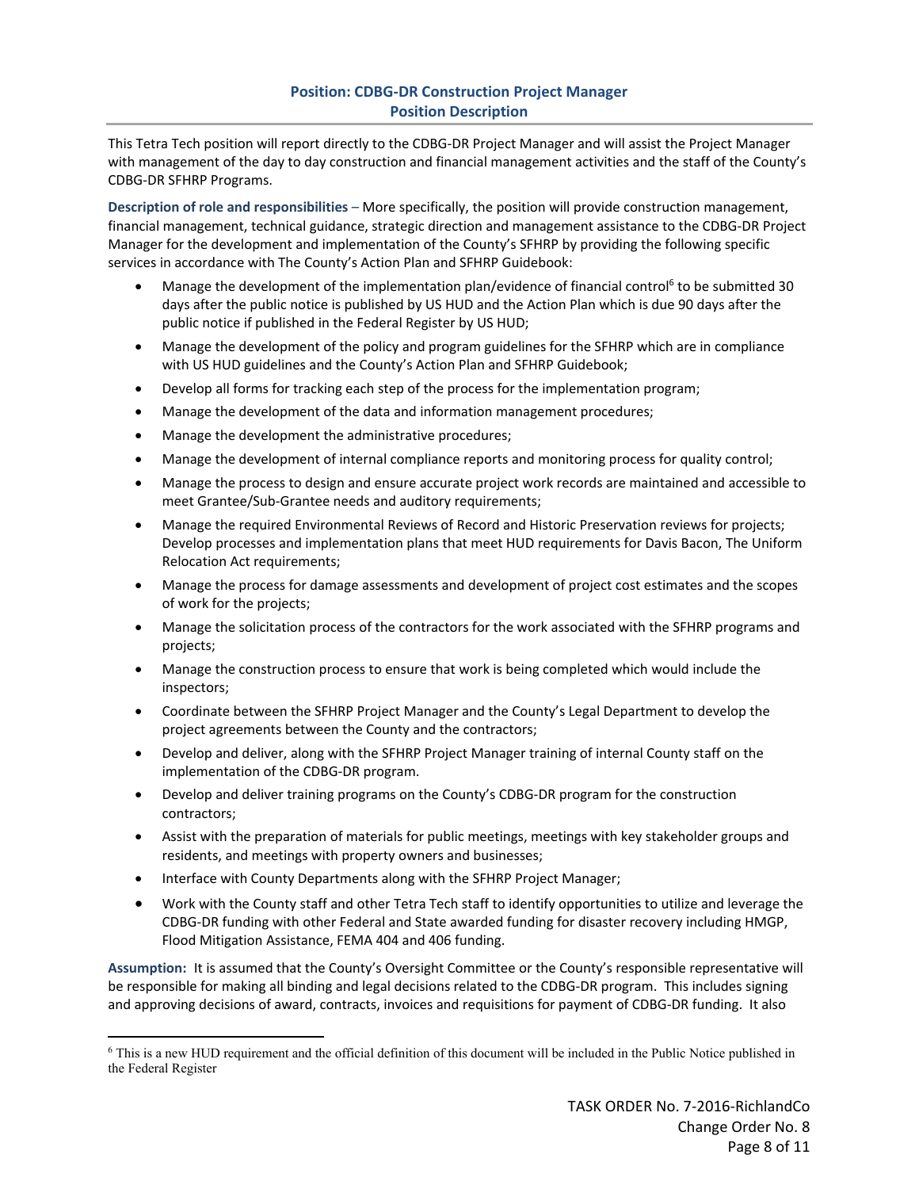**Position: CDBG-DR Construction Project Manager**
**Position Description**

This Tetra Tech position will report directly to the CDBG-DR Project Manager and will assist the Project Manager with management of the day to day construction and financial management activities and the staff of the County's CDBG-DR SFHRP Programs.

**Description of role and responsibilities** – More specifically, the position will provide construction management, financial management, technical guidance, strategic direction and management assistance to the CDBG-DR Project Manager for the development and implementation of the County's SFHRP by providing the following specific services in accordance with The County's Action Plan and SFHRP Guidebook:

- Manage the development of the implementation plan/evidence of financial control[6] to be submitted 30 days after the public notice is published by US HUD and the Action Plan which is due 90 days after the public notice if published in the Federal Register by US HUD;
- Manage the development of the policy and program guidelines for the SFHRP which are in compliance with US HUD guidelines and the County's Action Plan and SFHRP Guidebook;
- Develop all forms for tracking each step of the process for the implementation program;
- Manage the development of the data and information management procedures;
- Manage the development the administrative procedures;
- Manage the development of internal compliance reports and monitoring process for quality control;
- Manage the process to design and ensure accurate project work records are maintained and accessible to meet Grantee/Sub-Grantee needs and auditory requirements;
- Manage the required Environmental Reviews of Record and Historic Preservation reviews for projects; Develop processes and implementation plans that meet HUD requirements for Davis Bacon, The Uniform Relocation Act requirements;
- Manage the process for damage assessments and development of project cost estimates and the scopes of work for the projects;
- Manage the solicitation process of the contractors for the work associated with the SFHRP programs and projects;
- Manage the construction process to ensure that work is being completed which would include the inspectors;
- Coordinate between the SFHRP Project Manager and the County's Legal Department to develop the project agreements between the County and the contractors;
- Develop and deliver, along with the SFHRP Project Manager training of internal County staff on the implementation of the CDBG-DR program.
- Develop and deliver training programs on the County's CDBG-DR program for the construction contractors;
- Assist with the preparation of materials for public meetings, meetings with key stakeholder groups and residents, and meetings with property owners and businesses;
- Interface with County Departments along with the SFHRP Project Manager;
- Work with the County staff and other Tetra Tech staff to identify opportunities to utilize and leverage the CDBG-DR funding with other Federal and State awarded funding for disaster recovery including HMGP, Flood Mitigation Assistance, FEMA 404 and 406 funding.

**Assumption:** It is assumed that the County's Oversight Committee or the County's responsible representative will be responsible for making all binding and legal decisions related to the CDBG-DR program. This includes signing and approving decisions of award, contracts, invoices and requisitions for payment of CDBG-DR funding. It also

[6] This is a new HUD requirement and the official definition of this document will be included in the Public Notice published in the Federal Register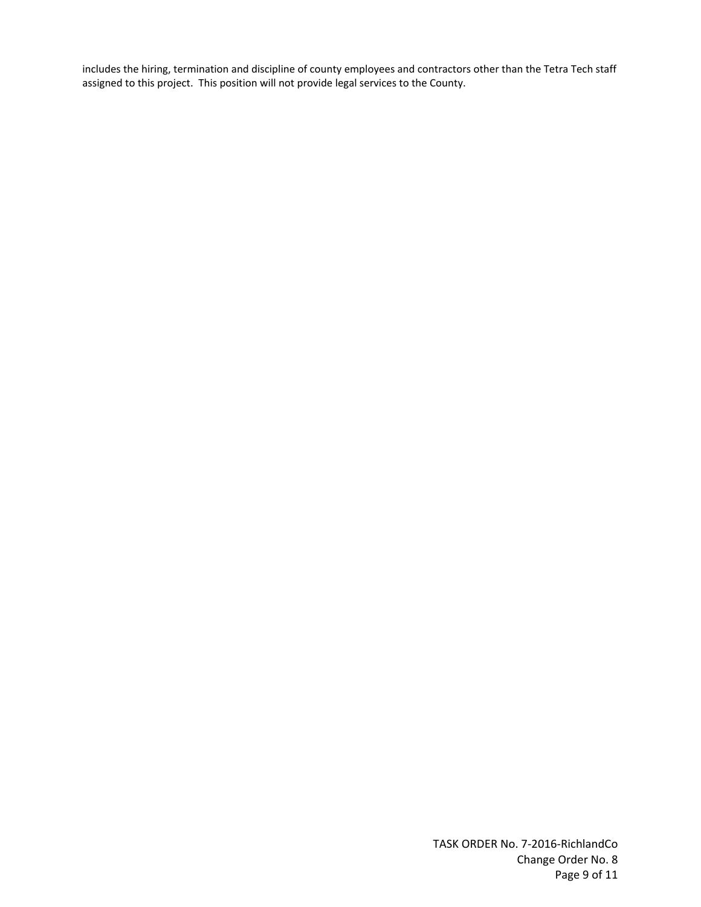includes the hiring, termination and discipline of county employees and contractors other than the Tetra Tech staff assigned to this project. This position will not provide legal services to the County.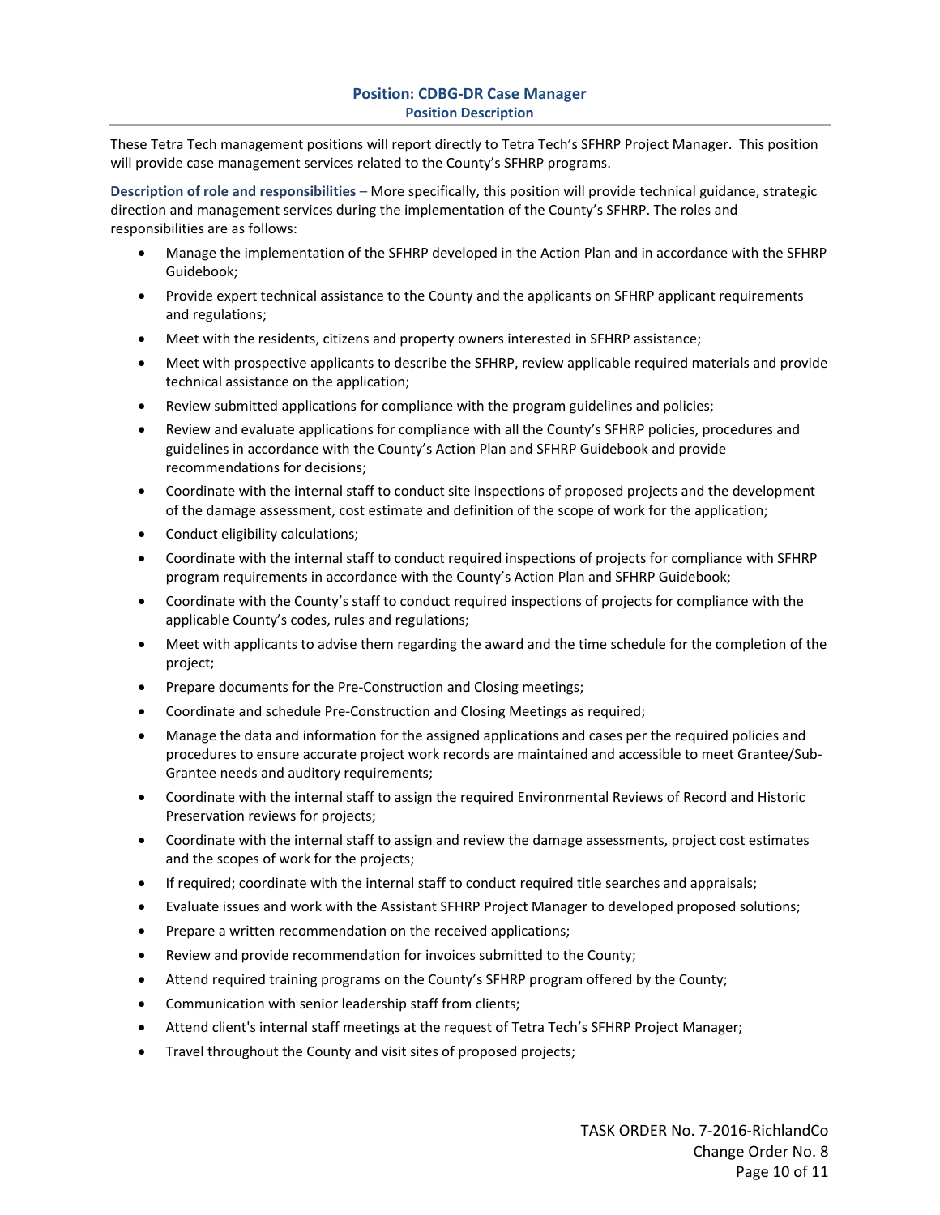## Position: CDBG-DR Case Manager

### Position Description

These Tetra Tech management positions will report directly to Tetra Tech's SFHRP Project Manager. This position will provide case management services related to the County's SFHRP programs.

**Description of role and responsibilities** – More specifically, this position will provide technical guidance, strategic direction and management services during the implementation of the County's SFHRP. The roles and responsibilities are as follows:

- Manage the implementation of the SFHRP developed in the Action Plan and in accordance with the SFHRP Guidebook;
- Provide expert technical assistance to the County and the applicants on SFHRP applicant requirements and regulations;
- Meet with the residents, citizens and property owners interested in SFHRP assistance;
- Meet with prospective applicants to describe the SFHRP, review applicable required materials and provide technical assistance on the application;
- Review submitted applications for compliance with the program guidelines and policies;
- Review and evaluate applications for compliance with all the County's SFHRP policies, procedures and guidelines in accordance with the County's Action Plan and SFHRP Guidebook and provide recommendations for decisions;
- Coordinate with the internal staff to conduct site inspections of proposed projects and the development of the damage assessment, cost estimate and definition of the scope of work for the application;
- Conduct eligibility calculations;
- Coordinate with the internal staff to conduct required inspections of projects for compliance with SFHRP program requirements in accordance with the County's Action Plan and SFHRP Guidebook;
- Coordinate with the County's staff to conduct required inspections of projects for compliance with the applicable County's codes, rules and regulations;
- Meet with applicants to advise them regarding the award and the time schedule for the completion of the project;
- Prepare documents for the Pre-Construction and Closing meetings;
- Coordinate and schedule Pre-Construction and Closing Meetings as required;
- Manage the data and information for the assigned applications and cases per the required policies and procedures to ensure accurate project work records are maintained and accessible to meet Grantee/Sub-Grantee needs and auditory requirements;
- Coordinate with the internal staff to assign the required Environmental Reviews of Record and Historic Preservation reviews for projects;
- Coordinate with the internal staff to assign and review the damage assessments, project cost estimates and the scopes of work for the projects;
- If required; coordinate with the internal staff to conduct required title searches and appraisals;
- Evaluate issues and work with the Assistant SFHRP Project Manager to developed proposed solutions;
- Prepare a written recommendation on the received applications;
- Review and provide recommendation for invoices submitted to the County;
- Attend required training programs on the County's SFHRP program offered by the County;
- Communication with senior leadership staff from clients;
- Attend client's internal staff meetings at the request of Tetra Tech's SFHRP Project Manager;
- Travel throughout the County and visit sites of proposed projects;

TASK ORDER No. 7-2016-RichlandCo
Change Order No. 8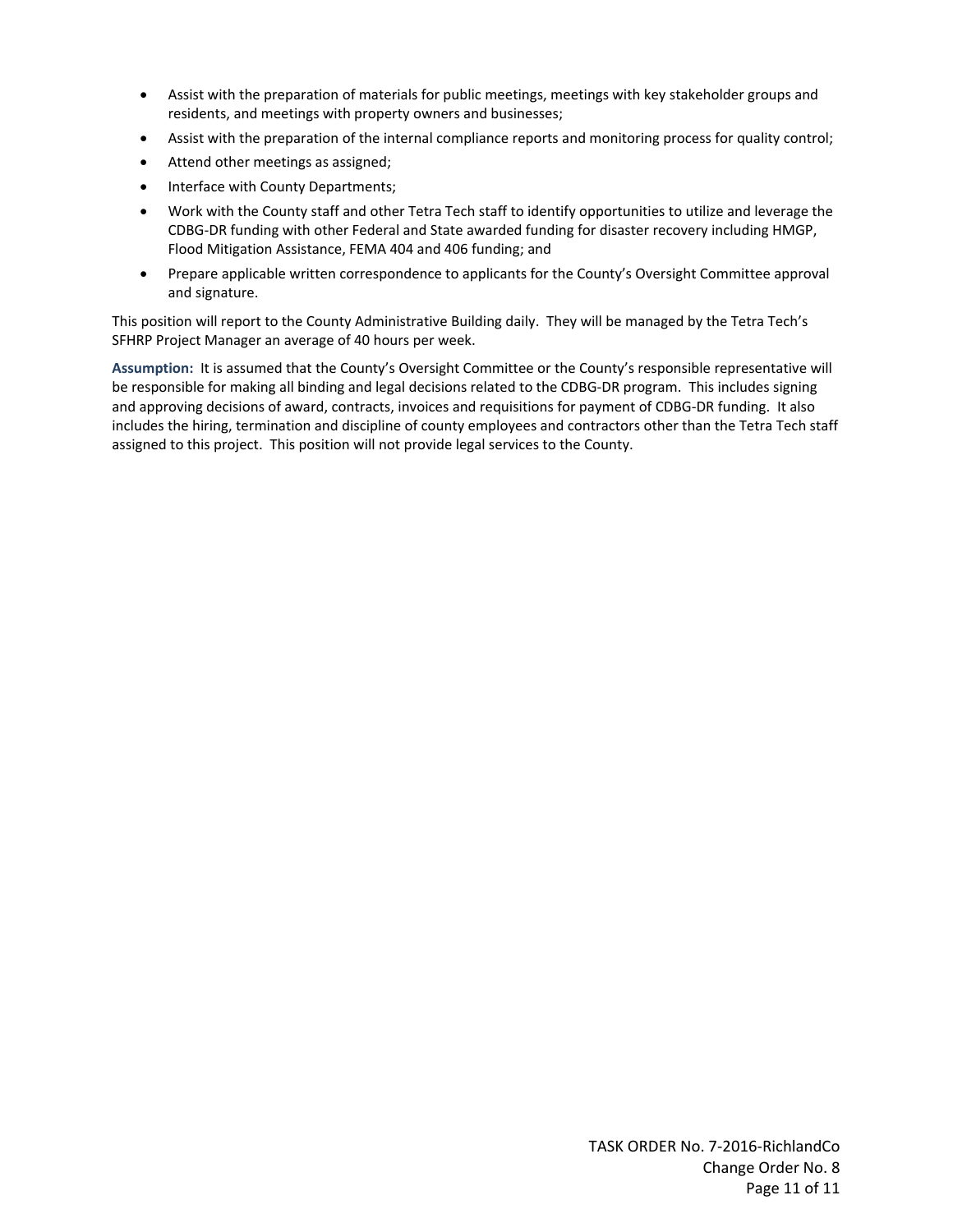- Assist with the preparation of materials for public meetings, meetings with key stakeholder groups and residents, and meetings with property owners and businesses;
- Assist with the preparation of the internal compliance reports and monitoring process for quality control;
- Attend other meetings as assigned;
- Interface with County Departments;
- Work with the County staff and other Tetra Tech staff to identify opportunities to utilize and leverage the CDBG-DR funding with other Federal and State awarded funding for disaster recovery including HMGP, Flood Mitigation Assistance, FEMA 404 and 406 funding; and
- Prepare applicable written correspondence to applicants for the County's Oversight Committee approval and signature.

This position will report to the County Administrative Building daily. They will be managed by the Tetra Tech's SFHRP Project Manager an average of 40 hours per week.

**Assumption:** It is assumed that the County's Oversight Committee or the County's responsible representative will be responsible for making all binding and legal decisions related to the CDBG-DR program. This includes signing and approving decisions of award, contracts, invoices and requisitions for payment of CDBG-DR funding. It also includes the hiring, termination and discipline of county employees and contractors other than the Tetra Tech staff assigned to this project. This position will not provide legal services to the County.